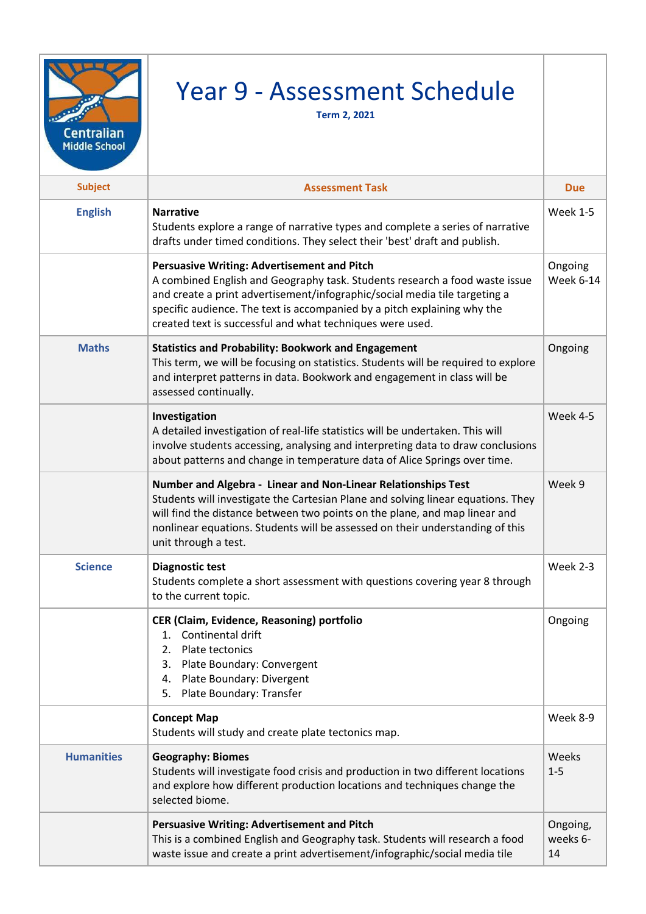# Year 9 - Assessment Schedule

**Term 2, 2021**

Centralian Middle School

| Subject | Assessment Task | Due |
| --- | --- | --- |
| **English** | **Narrative**<br>Students explore a range of narrative types and complete a series of narrative drafts under timed conditions. They select their 'best' draft and publish. | Week 1-5 |
| | **Persuasive Writing: Advertisement and Pitch**<br>A combined English and Geography task. Students research a food waste issue and create a print advertisement/infographic/social media tile targeting a specific audience. The text is accompanied by a pitch explaining why the created text is successful and what techniques were used. | Ongoing Week 6-14 |
| **Maths** | **Statistics and Probability: Bookwork and Engagement**<br>This term, we will be focusing on statistics. Students will be required to explore and interpret patterns in data. Bookwork and engagement in class will be assessed continually. | Ongoing |
| | **Investigation**<br>A detailed investigation of real-life statistics will be undertaken. This will involve students accessing, analysing and interpreting data to draw conclusions about patterns and change in temperature data of Alice Springs over time. | Week 4-5 |
| | **Number and Algebra - Linear and Non-Linear Relationships Test**<br>Students will investigate the Cartesian Plane and solving linear equations. They will find the distance between two points on the plane, and map linear and nonlinear equations. Students will be assessed on their understanding of this unit through a test. | Week 9 |
| **Science** | **Diagnostic test**<br>Students complete a short assessment with questions covering year 8 through to the current topic. | Week 2-3 |
| | **CER (Claim, Evidence, Reasoning) portfolio**<br>1. Continental drift<br>2. Plate tectonics<br>3. Plate Boundary: Convergent<br>4. Plate Boundary: Divergent<br>5. Plate Boundary: Transfer | Ongoing |
| | **Concept Map**<br>Students will study and create plate tectonics map. | Week 8-9 |
| **Humanities** | **Geography: Biomes**<br>Students will investigate food crisis and production in two different locations and explore how different production locations and techniques change the selected biome. | Weeks 1-5 |
| | **Persuasive Writing: Advertisement and Pitch**<br>This is a combined English and Geography task. Students will research a food waste issue and create a print advertisement/infographic/social media tile | Ongoing, weeks 6-14 |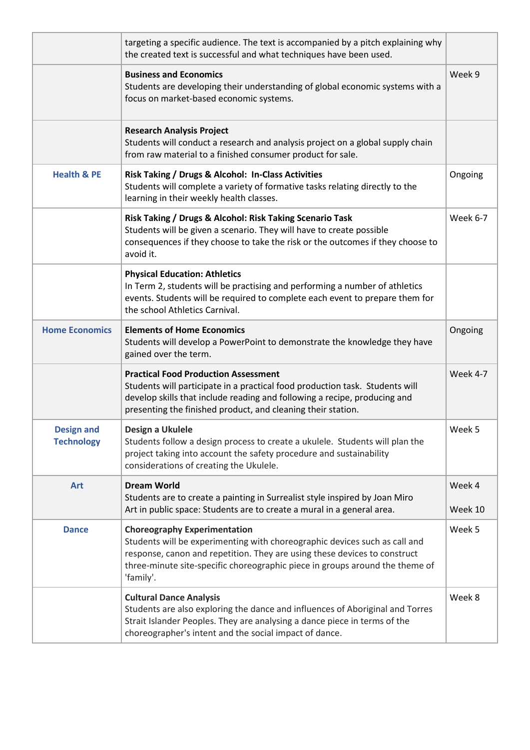| | | |
|---|---|---|
| | targeting a specific audience. The text is accompanied by a pitch explaining why the created text is successful and what techniques have been used. | |
| | **Business and Economics**<br>Students are developing their understanding of global economic systems with a focus on market-based economic systems. | Week 9 |
| | **Research Analysis Project**<br>Students will conduct a research and analysis project on a global supply chain from raw material to a finished consumer product for sale. | |
| **Health & PE** | **Risk Taking / Drugs & Alcohol: In-Class Activities**<br>Students will complete a variety of formative tasks relating directly to the learning in their weekly health classes. | Ongoing |
| | **Risk Taking / Drugs & Alcohol: Risk Taking Scenario Task**<br>Students will be given a scenario. They will have to create possible consequences if they choose to take the risk or the outcomes if they choose to avoid it. | Week 6-7 |
| | **Physical Education: Athletics**<br>In Term 2, students will be practising and performing a number of athletics events. Students will be required to complete each event to prepare them for the school Athletics Carnival. | |
| **Home Economics** | **Elements of Home Economics**<br>Students will develop a PowerPoint to demonstrate the knowledge they have gained over the term. | Ongoing |
| | **Practical Food Production Assessment**<br>Students will participate in a practical food production task. Students will develop skills that include reading and following a recipe, producing and presenting the finished product, and cleaning their station. | Week 4-7 |
| **Design and Technology** | **Design a Ukulele**<br>Students follow a design process to create a ukulele. Students will plan the project taking into account the safety procedure and sustainability considerations of creating the Ukulele. | Week 5 |
| **Art** | **Dream World**<br>Students are to create a painting in Surrealist style inspired by Joan Miro<br>Art in public space: Students are to create a mural in a general area. | Week 4<br><br>Week 10 |
| **Dance** | **Choreography Experimentation**<br>Students will be experimenting with choreographic devices such as call and response, canon and repetition. They are using these devices to construct three-minute site-specific choreographic piece in groups around the theme of 'family'. | Week 5 |
| | **Cultural Dance Analysis**<br>Students are also exploring the dance and influences of Aboriginal and Torres Strait Islander Peoples. They are analysing a dance piece in terms of the choreographer's intent and the social impact of dance. | Week 8 |